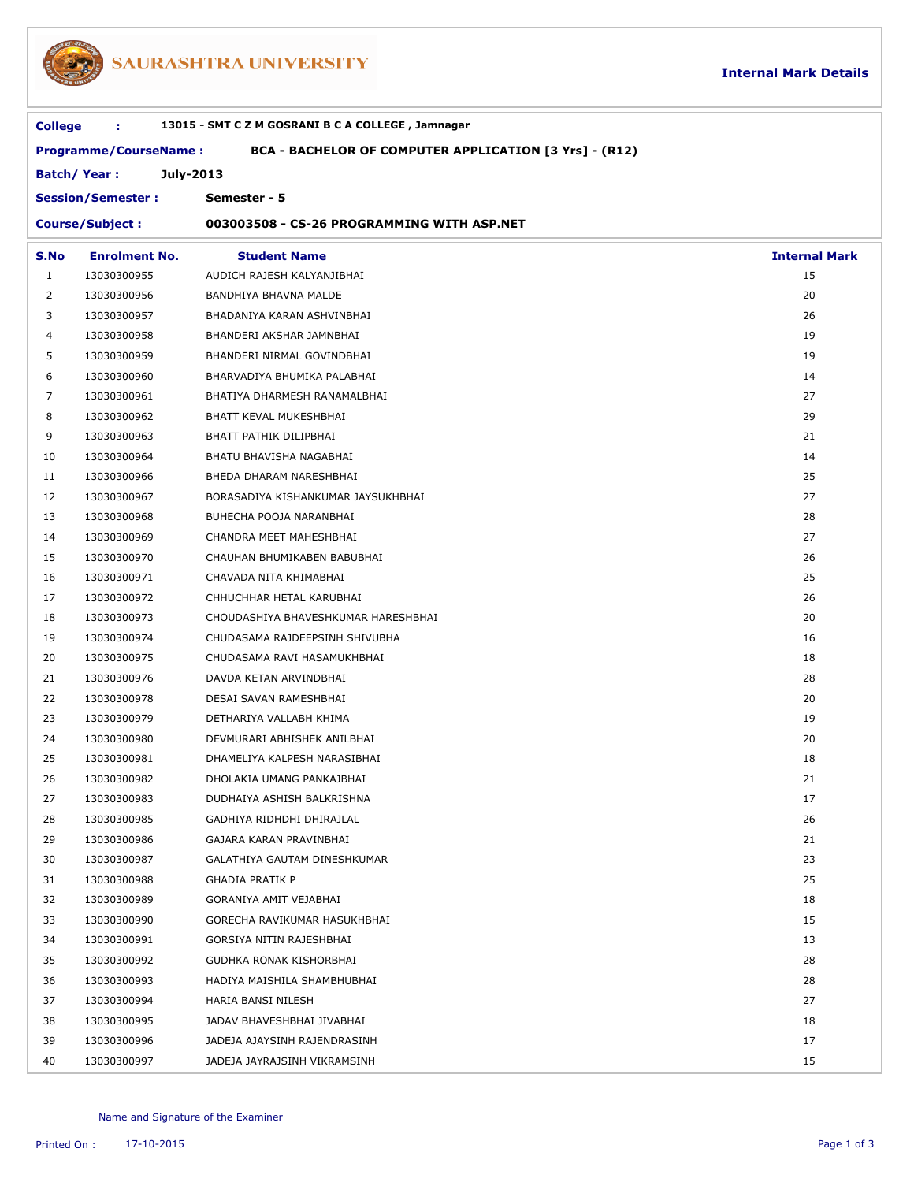# SAURASHTRA UNIVERSITY

**Internal Mark Details**

**College :** 13015 - SMT C Z M GOSRANI B C A COLLEGE , Jamnagar

**Programme/CourseName :** BCA - BACHELOR OF COMPUTER APPLICATION [3 Yrs] - (R12)

**Batch/ Year :** July-2013

**Session/Semester :** Semester - 5

**Course/Subject :** 003003508 - CS-26 PROGRAMMING WITH ASP.NET

| S.No | Enrolment No. | Student Name | Internal Mark |
|---|---|---|---|
| 1 | 13030300955 | AUDICH RAJESH KALYANJIBHAI | 15 |
| 2 | 13030300956 | BANDHIYA BHAVNA MALDE | 20 |
| 3 | 13030300957 | BHADANIYA KARAN ASHVINBHAI | 26 |
| 4 | 13030300958 | BHANDERI AKSHAR JAMNBHAI | 19 |
| 5 | 13030300959 | BHANDERI NIRMAL GOVINDBHAI | 19 |
| 6 | 13030300960 | BHARVADIYA BHUMIKA PALABHAI | 14 |
| 7 | 13030300961 | BHATIYA DHARMESH RANAMALBHAI | 27 |
| 8 | 13030300962 | BHATT KEVAL MUKESHBHAI | 29 |
| 9 | 13030300963 | BHATT PATHIK DILIPBHAI | 21 |
| 10 | 13030300964 | BHATU BHAVISHA NAGABHAI | 14 |
| 11 | 13030300966 | BHEDA DHARAM NARESHBHAI | 25 |
| 12 | 13030300967 | BORASADIYA KISHANKUMAR JAYSUKHBHAI | 27 |
| 13 | 13030300968 | BUHECHA POOJA NARANBHAI | 28 |
| 14 | 13030300969 | CHANDRA MEET MAHESHBHAI | 27 |
| 15 | 13030300970 | CHAUHAN BHUMIKABEN BABUBHAI | 26 |
| 16 | 13030300971 | CHAVADA NITA KHIMABHAI | 25 |
| 17 | 13030300972 | CHHUCHHAR HETAL KARUBHAI | 26 |
| 18 | 13030300973 | CHOUDASHIYA BHAVESHKUMAR HARESHBHAI | 20 |
| 19 | 13030300974 | CHUDASAMA RAJDEEPSINH SHIVUBHA | 16 |
| 20 | 13030300975 | CHUDASAMA RAVI HASAMUKHBHAI | 18 |
| 21 | 13030300976 | DAVDA KETAN ARVINDBHAI | 28 |
| 22 | 13030300978 | DESAI SAVAN RAMESHBHAI | 20 |
| 23 | 13030300979 | DETHARIYA VALLABH KHIMA | 19 |
| 24 | 13030300980 | DEVMURARI ABHISHEK ANILBHAI | 20 |
| 25 | 13030300981 | DHAMELIYA KALPESH NARASIBHAI | 18 |
| 26 | 13030300982 | DHOLAKIA UMANG PANKAJBHAI | 21 |
| 27 | 13030300983 | DUDHAIYA ASHISH BALKRISHNA | 17 |
| 28 | 13030300985 | GADHIYA RIDHDHI DHIRAJLAL | 26 |
| 29 | 13030300986 | GAJARA KARAN PRAVINBHAI | 21 |
| 30 | 13030300987 | GALATHIYA GAUTAM DINESHKUMAR | 23 |
| 31 | 13030300988 | GHADIA PRATIK P | 25 |
| 32 | 13030300989 | GORANIYA AMIT VEJABHAI | 18 |
| 33 | 13030300990 | GORECHA RAVIKUMAR HASUKHBHAI | 15 |
| 34 | 13030300991 | GORSIYA NITIN RAJESHBHAI | 13 |
| 35 | 13030300992 | GUDHKA RONAK KISHORBHAI | 28 |
| 36 | 13030300993 | HADIYA MAISHILA SHAMBHUBHAI | 28 |
| 37 | 13030300994 | HARIA BANSI NILESH | 27 |
| 38 | 13030300995 | JADAV BHAVESHBHAI JIVABHAI | 18 |
| 39 | 13030300996 | JADEJA AJAYSINH RAJENDRASINH | 17 |
| 40 | 13030300997 | JADEJA JAYRAJSINH VIKRAMSINH | 15 |

Name and Signature of the Examiner

Printed On : 17-10-2015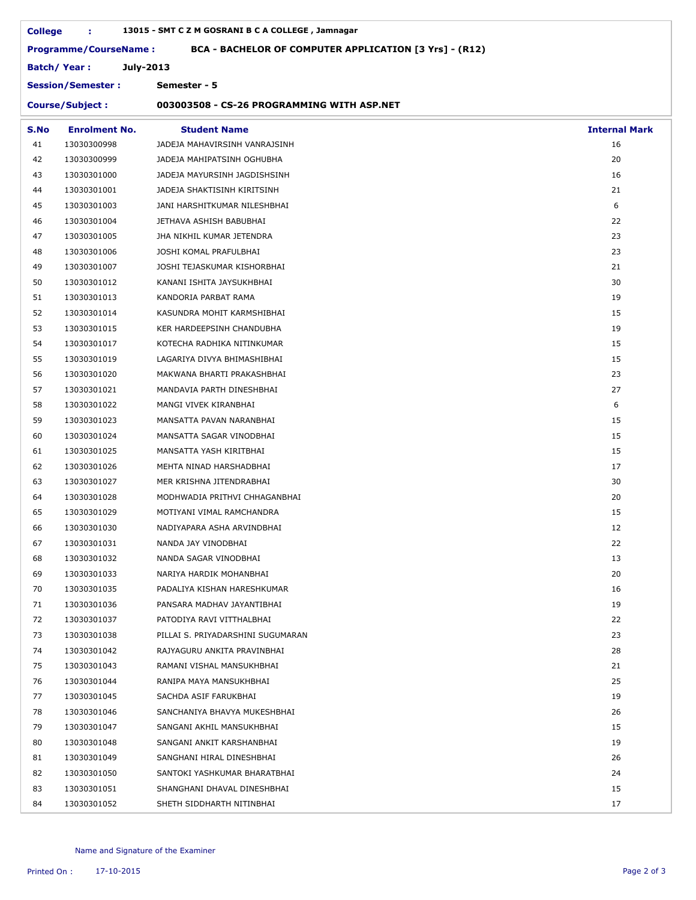**College :** 13015 - SMT C Z M GOSRANI B C A COLLEGE , Jamnagar

**Programme/CourseName :** BCA - BACHELOR OF COMPUTER APPLICATION [3 Yrs] - (R12)

**Batch/ Year :** July-2013

**Session/Semester :** Semester - 5

**Course/Subject :** 003003508 - CS-26 PROGRAMMING WITH ASP.NET

| S.No | Enrolment No. | Student Name | Internal Mark |
|---|---|---|---|
| 41 | 13030300998 | JADEJA MAHAVIRSINH VANRAJSINH | 16 |
| 42 | 13030300999 | JADEJA MAHIPATSINH OGHUBHA | 20 |
| 43 | 13030301000 | JADEJA MAYURSINH JAGDISHSINH | 16 |
| 44 | 13030301001 | JADEJA SHAKTISINH KIRITSINH | 21 |
| 45 | 13030301003 | JANI HARSHITKUMAR NILESHBHAI | 6 |
| 46 | 13030301004 | JETHAVA ASHISH BABUBHAI | 22 |
| 47 | 13030301005 | JHA NIKHIL KUMAR JETENDRA | 23 |
| 48 | 13030301006 | JOSHI KOMAL PRAFULBHAI | 23 |
| 49 | 13030301007 | JOSHI TEJASKUMAR KISHORBHAI | 21 |
| 50 | 13030301012 | KANANI ISHITA JAYSUKHBHAI | 30 |
| 51 | 13030301013 | KANDORIA PARBAT RAMA | 19 |
| 52 | 13030301014 | KASUNDRA MOHIT KARMSHIBHAI | 15 |
| 53 | 13030301015 | KER HARDEEPSINH CHANDUBHA | 19 |
| 54 | 13030301017 | KOTECHA RADHIKA NITINKUMAR | 15 |
| 55 | 13030301019 | LAGARIYA DIVYA BHIMASHIBHAI | 15 |
| 56 | 13030301020 | MAKWANA BHARTI PRAKASHBHAI | 23 |
| 57 | 13030301021 | MANDAVIA PARTH DINESHBHAI | 27 |
| 58 | 13030301022 | MANGI VIVEK KIRANBHAI | 6 |
| 59 | 13030301023 | MANSATTA PAVAN NARANBHAI | 15 |
| 60 | 13030301024 | MANSATTA SAGAR VINODBHAI | 15 |
| 61 | 13030301025 | MANSATTA YASH KIRITBHAI | 15 |
| 62 | 13030301026 | MEHTA NINAD HARSHADBHAI | 17 |
| 63 | 13030301027 | MER KRISHNA JITENDRABHAI | 30 |
| 64 | 13030301028 | MODHWADIA PRITHVI CHHAGANBHAI | 20 |
| 65 | 13030301029 | MOTIYANI VIMAL RAMCHANDRA | 15 |
| 66 | 13030301030 | NADIYAPARA ASHA ARVINDBHAI | 12 |
| 67 | 13030301031 | NANDA JAY VINODBHAI | 22 |
| 68 | 13030301032 | NANDA SAGAR VINODBHAI | 13 |
| 69 | 13030301033 | NARIYA HARDIK MOHANBHAI | 20 |
| 70 | 13030301035 | PADALIYA KISHAN HARESHKUMAR | 16 |
| 71 | 13030301036 | PANSARA MADHAV JAYANTIBHAI | 19 |
| 72 | 13030301037 | PATODIYA RAVI VITTHALBHAI | 22 |
| 73 | 13030301038 | PILLAI S. PRIYADARSHINI SUGUMARAN | 23 |
| 74 | 13030301042 | RAJYAGURU ANKITA PRAVINBHAI | 28 |
| 75 | 13030301043 | RAMANI VISHAL MANSUKHBHAI | 21 |
| 76 | 13030301044 | RANIPA MAYA MANSUKHBHAI | 25 |
| 77 | 13030301045 | SACHDA ASIF FARUKBHAI | 19 |
| 78 | 13030301046 | SANCHANIYA BHAVYA MUKESHBHAI | 26 |
| 79 | 13030301047 | SANGANI AKHIL MANSUKHBHAI | 15 |
| 80 | 13030301048 | SANGANI ANKIT KARSHANBHAI | 19 |
| 81 | 13030301049 | SANGHANI HIRAL DINESHBHAI | 26 |
| 82 | 13030301050 | SANTOKI YASHKUMAR BHARATBHAI | 24 |
| 83 | 13030301051 | SHANGHANI DHAVAL DINESHBHAI | 15 |
| 84 | 13030301052 | SHETH SIDDHARTH NITINBHAI | 17 |

Name and Signature of the Examiner

Printed On : 17-10-2015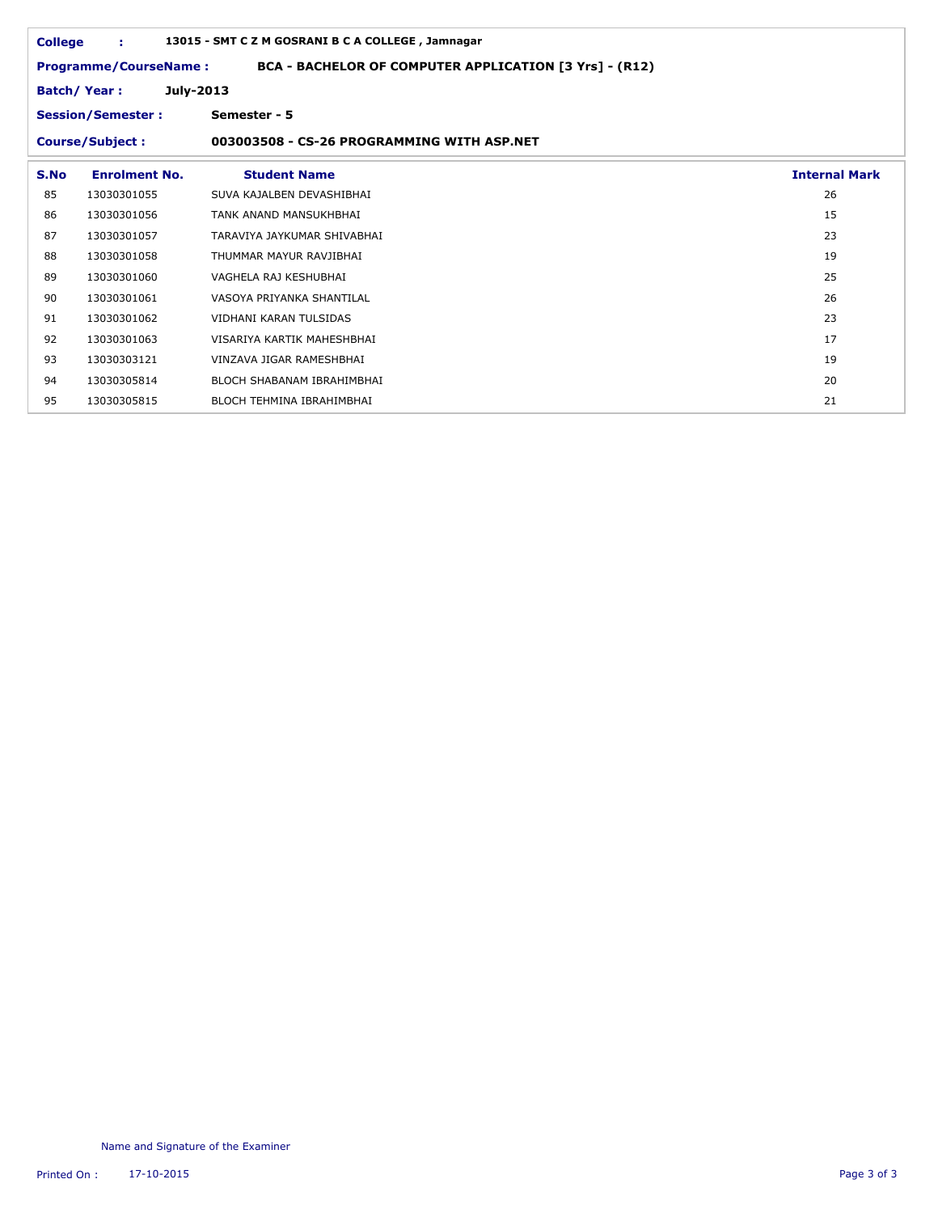**College** : **13015 - SMT C Z M GOSRANI B C A COLLEGE , Jamnagar**

**Programme/CourseName :** **BCA - BACHELOR OF COMPUTER APPLICATION [3 Yrs] - (R12)**

**Batch/ Year :** **July-2013**

**Session/Semester :** **Semester - 5**

**Course/Subject :** **003003508 - CS-26 PROGRAMMING WITH ASP.NET**

| S.No | Enrolment No. | Student Name | Internal Mark |
|---|---|---|---|
| 85 | 13030301055 | SUVA KAJALBEN DEVASHIBHAI | 26 |
| 86 | 13030301056 | TANK ANAND MANSUKHBHAI | 15 |
| 87 | 13030301057 | TARAVIYA JAYKUMAR SHIVABHAI | 23 |
| 88 | 13030301058 | THUMMAR MAYUR RAVJIBHAI | 19 |
| 89 | 13030301060 | VAGHELA RAJ KESHUBHAI | 25 |
| 90 | 13030301061 | VASOYA PRIYANKA SHANTILAL | 26 |
| 91 | 13030301062 | VIDHANI KARAN TULSIDAS | 23 |
| 92 | 13030301063 | VISARIYA KARTIK MAHESHBHAI | 17 |
| 93 | 13030303121 | VINZAVA JIGAR RAMESHBHAI | 19 |
| 94 | 13030305814 | BLOCH SHABANAM IBRAHIMBHAI | 20 |
| 95 | 13030305815 | BLOCH TEHMINA IBRAHIMBHAI | 21 |

Name and Signature of the Examiner

Printed On : 17-10-2015